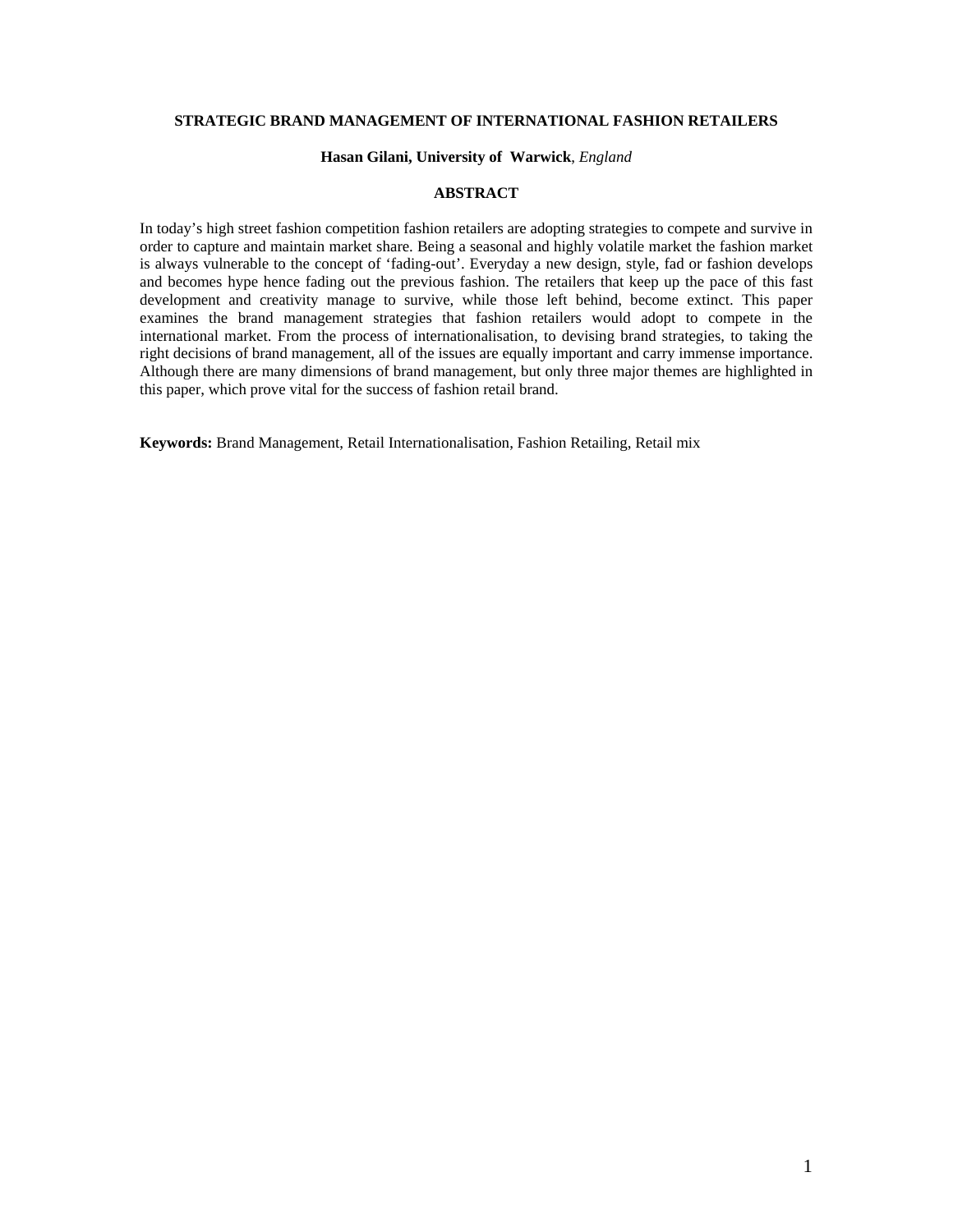# STRATEGIC BRAND MANAGEMENT OF INTERNATIONAL FASHION RETAILERS

**Hasan Gilani, University of Warwick**, *England*

## ABSTRACT

In today's high street fashion competition fashion retailers are adopting strategies to compete and survive in order to capture and maintain market share. Being a seasonal and highly volatile market the fashion market is always vulnerable to the concept of 'fading-out'. Everyday a new design, style, fad or fashion develops and becomes hype hence fading out the previous fashion. The retailers that keep up the pace of this fast development and creativity manage to survive, while those left behind, become extinct. This paper examines the brand management strategies that fashion retailers would adopt to compete in the international market. From the process of internationalisation, to devising brand strategies, to taking the right decisions of brand management, all of the issues are equally important and carry immense importance. Although there are many dimensions of brand management, but only three major themes are highlighted in this paper, which prove vital for the success of fashion retail brand.

**Keywords:** Brand Management, Retail Internationalisation, Fashion Retailing, Retail mix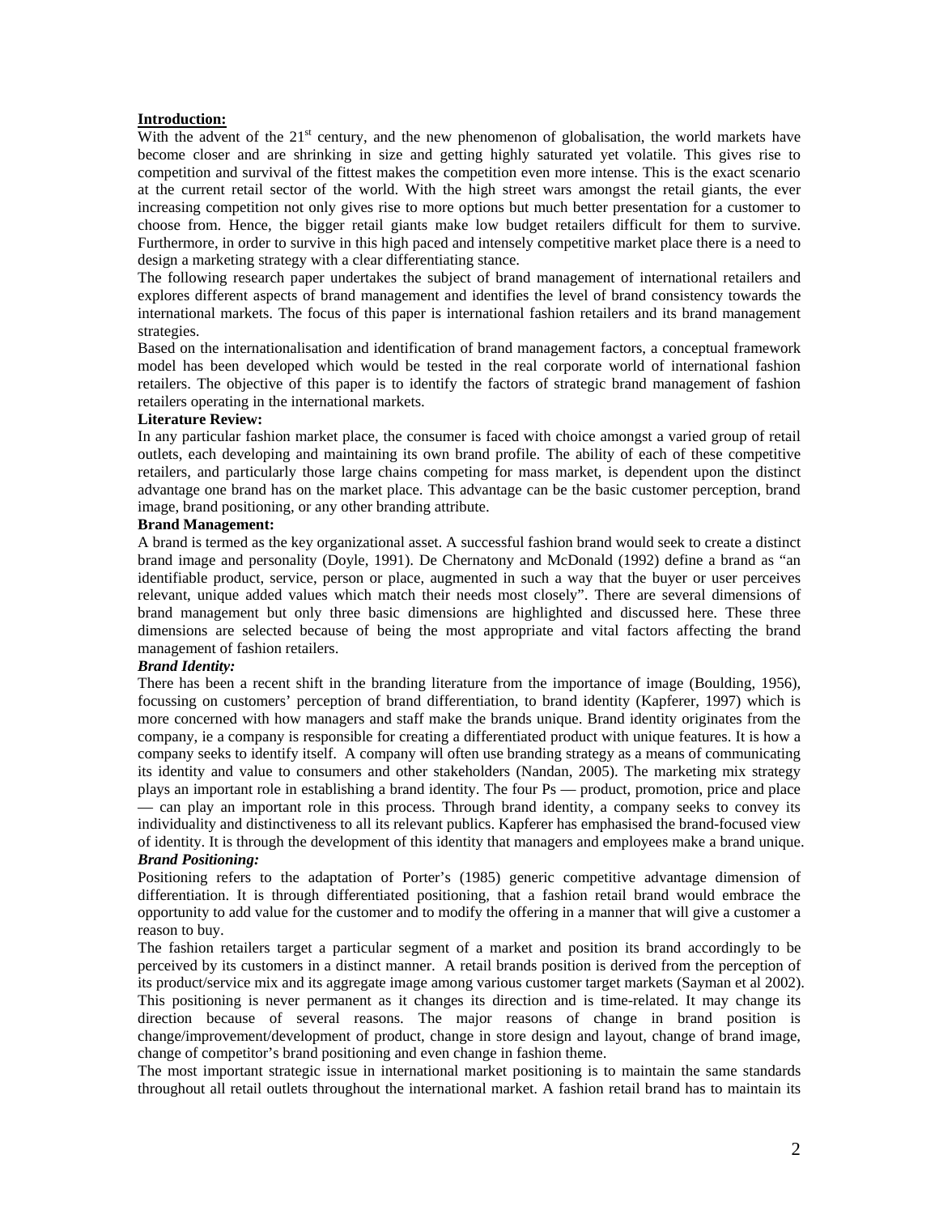## Introduction:

With the advent of the 21st century, and the new phenomenon of globalisation, the world markets have become closer and are shrinking in size and getting highly saturated yet volatile. This gives rise to competition and survival of the fittest makes the competition even more intense. This is the exact scenario at the current retail sector of the world. With the high street wars amongst the retail giants, the ever increasing competition not only gives rise to more options but much better presentation for a customer to choose from. Hence, the bigger retail giants make low budget retailers difficult for them to survive. Furthermore, in order to survive in this high paced and intensely competitive market place there is a need to design a marketing strategy with a clear differentiating stance.

The following research paper undertakes the subject of brand management of international retailers and explores different aspects of brand management and identifies the level of brand consistency towards the international markets. The focus of this paper is international fashion retailers and its brand management strategies.

Based on the internationalisation and identification of brand management factors, a conceptual framework model has been developed which would be tested in the real corporate world of international fashion retailers. The objective of this paper is to identify the factors of strategic brand management of fashion retailers operating in the international markets.

## Literature Review:

In any particular fashion market place, the consumer is faced with choice amongst a varied group of retail outlets, each developing and maintaining its own brand profile. The ability of each of these competitive retailers, and particularly those large chains competing for mass market, is dependent upon the distinct advantage one brand has on the market place. This advantage can be the basic customer perception, brand image, brand positioning, or any other branding attribute.

### Brand Management:

A brand is termed as the key organizational asset. A successful fashion brand would seek to create a distinct brand image and personality (Doyle, 1991). De Chernatony and McDonald (1992) define a brand as "an identifiable product, service, person or place, augmented in such a way that the buyer or user perceives relevant, unique added values which match their needs most closely". There are several dimensions of brand management but only three basic dimensions are highlighted and discussed here. These three dimensions are selected because of being the most appropriate and vital factors affecting the brand management of fashion retailers.

#### *Brand Identity:*

There has been a recent shift in the branding literature from the importance of image (Boulding, 1956), focussing on customers' perception of brand differentiation, to brand identity (Kapferer, 1997) which is more concerned with how managers and staff make the brands unique. Brand identity originates from the company, ie a company is responsible for creating a differentiated product with unique features. It is how a company seeks to identify itself. A company will often use branding strategy as a means of communicating its identity and value to consumers and other stakeholders (Nandan, 2005). The marketing mix strategy plays an important role in establishing a brand identity. The four Ps — product, promotion, price and place — can play an important role in this process. Through brand identity, a company seeks to convey its individuality and distinctiveness to all its relevant publics. Kapferer has emphasised the brand-focused view of identity. It is through the development of this identity that managers and employees make a brand unique.

#### *Brand Positioning:*

Positioning refers to the adaptation of Porter's (1985) generic competitive advantage dimension of differentiation. It is through differentiated positioning, that a fashion retail brand would embrace the opportunity to add value for the customer and to modify the offering in a manner that will give a customer a reason to buy.

The fashion retailers target a particular segment of a market and position its brand accordingly to be perceived by its customers in a distinct manner. A retail brands position is derived from the perception of its product/service mix and its aggregate image among various customer target markets (Sayman et al 2002). This positioning is never permanent as it changes its direction and is time-related. It may change its direction because of several reasons. The major reasons of change in brand position is change/improvement/development of product, change in store design and layout, change of brand image, change of competitor's brand positioning and even change in fashion theme.

The most important strategic issue in international market positioning is to maintain the same standards throughout all retail outlets throughout the international market. A fashion retail brand has to maintain its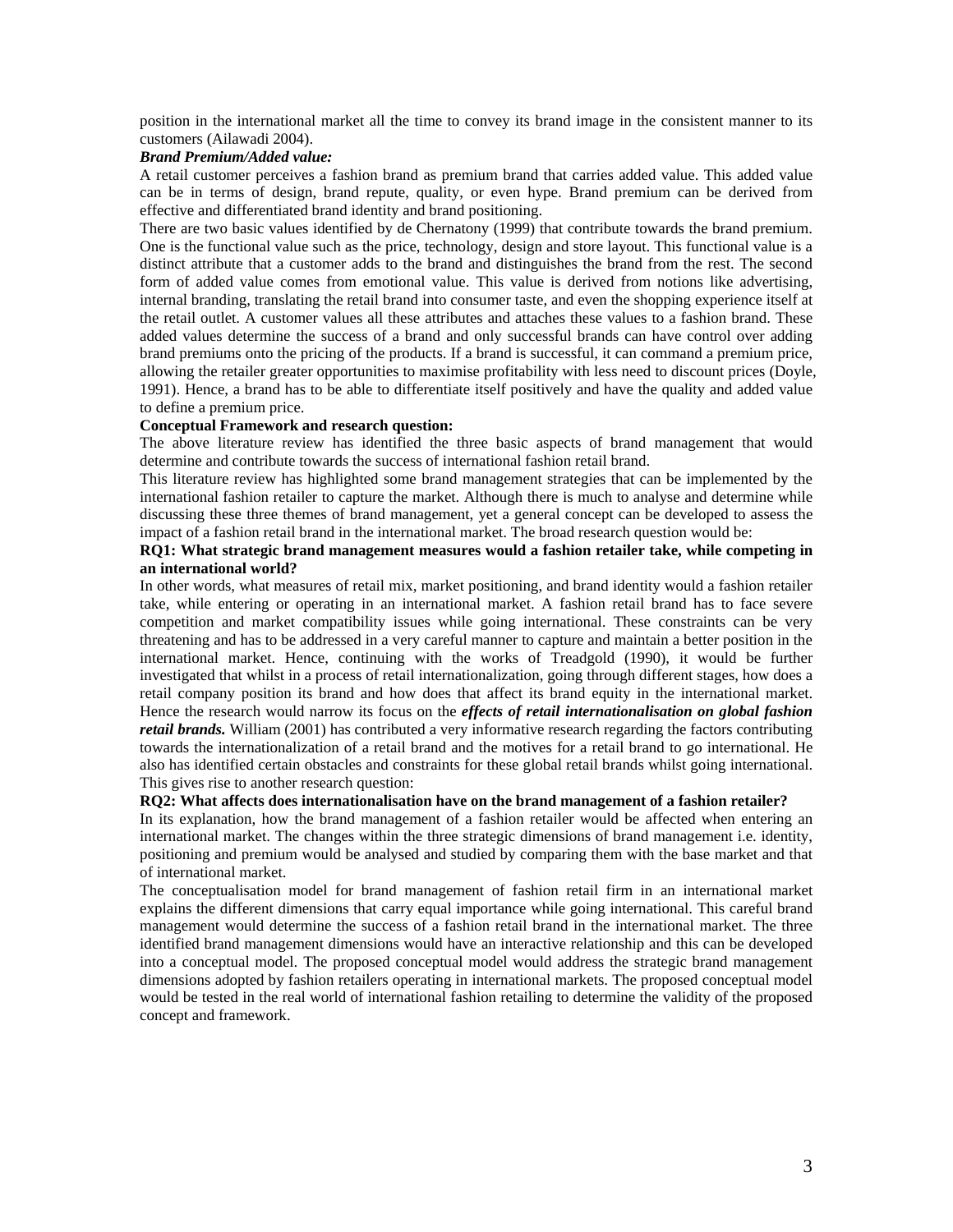position in the international market all the time to convey its brand image in the consistent manner to its customers (Ailawadi 2004).

***Brand Premium/Added value:***

A retail customer perceives a fashion brand as premium brand that carries added value. This added value can be in terms of design, brand repute, quality, or even hype. Brand premium can be derived from effective and differentiated brand identity and brand positioning.

There are two basic values identified by de Chernatony (1999) that contribute towards the brand premium. One is the functional value such as the price, technology, design and store layout. This functional value is a distinct attribute that a customer adds to the brand and distinguishes the brand from the rest. The second form of added value comes from emotional value. This value is derived from notions like advertising, internal branding, translating the retail brand into consumer taste, and even the shopping experience itself at the retail outlet. A customer values all these attributes and attaches these values to a fashion brand. These added values determine the success of a brand and only successful brands can have control over adding brand premiums onto the pricing of the products. If a brand is successful, it can command a premium price, allowing the retailer greater opportunities to maximise profitability with less need to discount prices (Doyle, 1991). Hence, a brand has to be able to differentiate itself positively and have the quality and added value to define a premium price.

**Conceptual Framework and research question:**

The above literature review has identified the three basic aspects of brand management that would determine and contribute towards the success of international fashion retail brand.

This literature review has highlighted some brand management strategies that can be implemented by the international fashion retailer to capture the market. Although there is much to analyse and determine while discussing these three themes of brand management, yet a general concept can be developed to assess the impact of a fashion retail brand in the international market. The broad research question would be:

**RQ1: What strategic brand management measures would a fashion retailer take, while competing in an international world?**

In other words, what measures of retail mix, market positioning, and brand identity would a fashion retailer take, while entering or operating in an international market. A fashion retail brand has to face severe competition and market compatibility issues while going international. These constraints can be very threatening and has to be addressed in a very careful manner to capture and maintain a better position in the international market. Hence, continuing with the works of Treadgold (1990), it would be further investigated that whilst in a process of retail internationalization, going through different stages, how does a retail company position its brand and how does that affect its brand equity in the international market. Hence the research would narrow its focus on the ***effects of retail internationalisation on global fashion retail brands.*** William (2001) has contributed a very informative research regarding the factors contributing towards the internationalization of a retail brand and the motives for a retail brand to go international. He also has identified certain obstacles and constraints for these global retail brands whilst going international. This gives rise to another research question:

**RQ2: What affects does internationalisation have on the brand management of a fashion retailer?**

In its explanation, how the brand management of a fashion retailer would be affected when entering an international market. The changes within the three strategic dimensions of brand management i.e. identity, positioning and premium would be analysed and studied by comparing them with the base market and that of international market.

The conceptualisation model for brand management of fashion retail firm in an international market explains the different dimensions that carry equal importance while going international. This careful brand management would determine the success of a fashion retail brand in the international market. The three identified brand management dimensions would have an interactive relationship and this can be developed into a conceptual model. The proposed conceptual model would address the strategic brand management dimensions adopted by fashion retailers operating in international markets. The proposed conceptual model would be tested in the real world of international fashion retailing to determine the validity of the proposed concept and framework.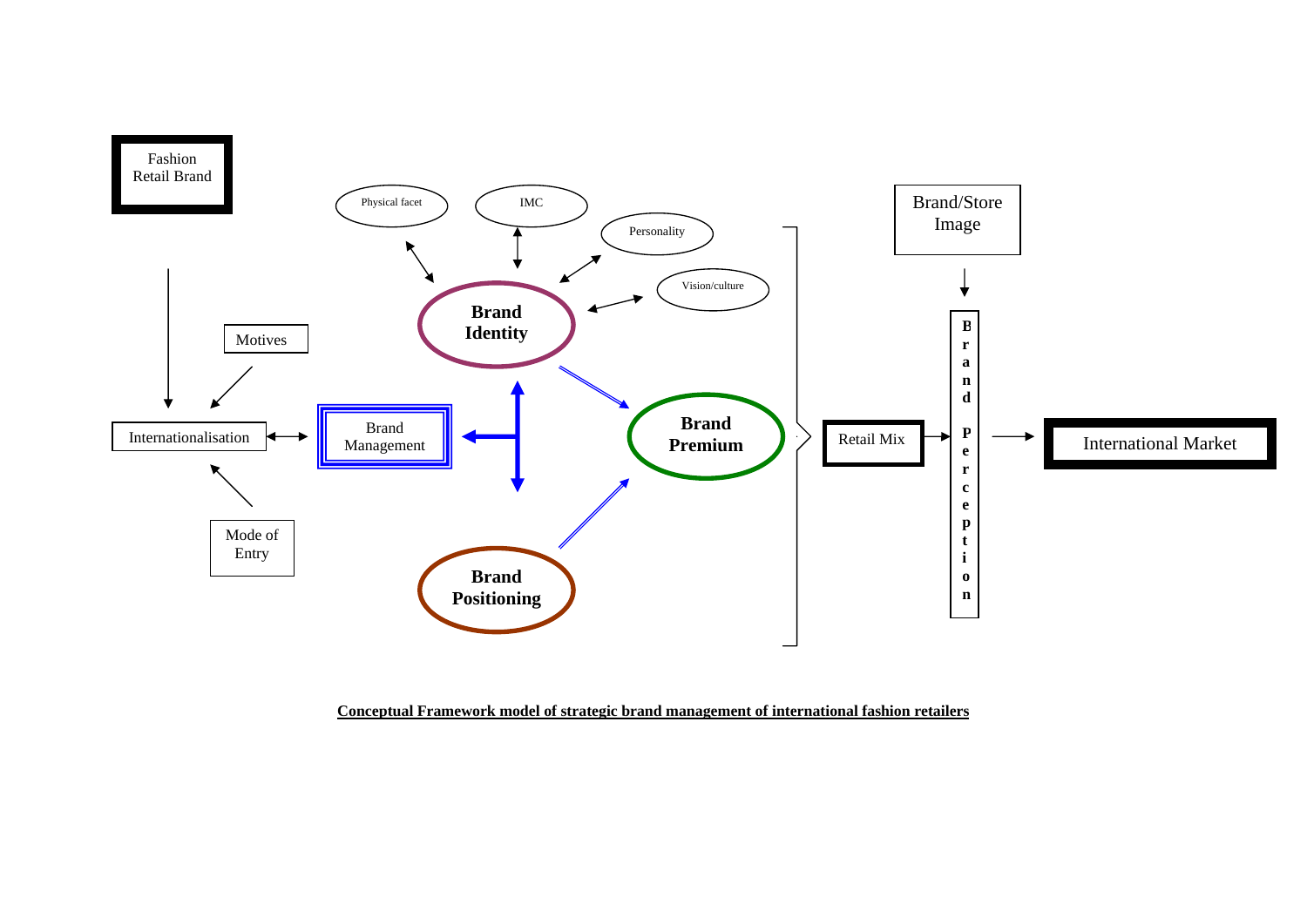Fashion Retail Brand

Motives

Internationalisation

Mode of Entry

Brand Management

Physical facet

IMC

Personality

Vision/culture

**Brand Identity**

**Brand Premium**

**Brand Positioning**

Brand/Store Image

Retail Mix

**Brand Perception**

International Market

**Conceptual Framework model of strategic brand management of international fashion retailers**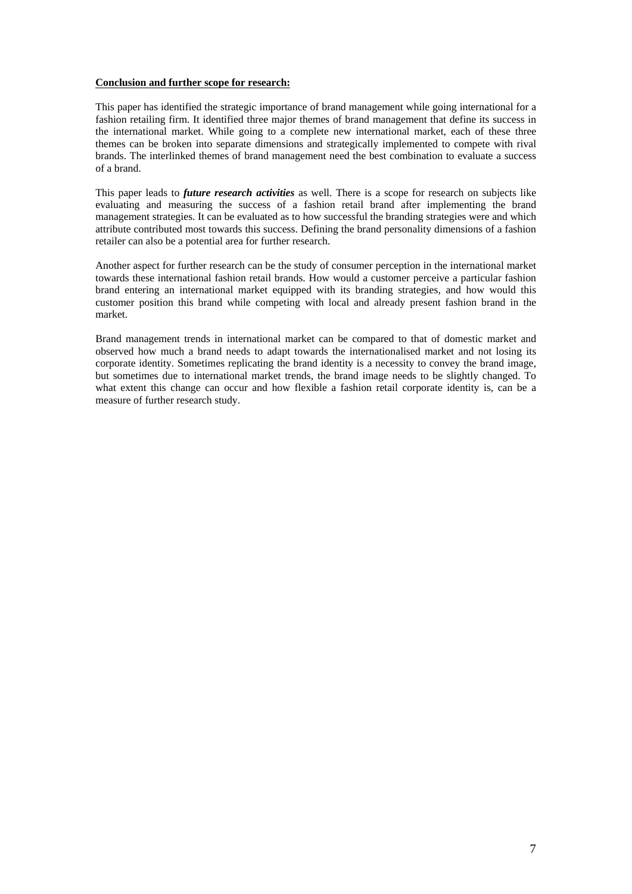**Conclusion and further scope for research:**

This paper has identified the strategic importance of brand management while going international for a fashion retailing firm. It identified three major themes of brand management that define its success in the international market. While going to a complete new international market, each of these three themes can be broken into separate dimensions and strategically implemented to compete with rival brands. The interlinked themes of brand management need the best combination to evaluate a success of a brand.

This paper leads to ***future research activities*** as well. There is a scope for research on subjects like evaluating and measuring the success of a fashion retail brand after implementing the brand management strategies. It can be evaluated as to how successful the branding strategies were and which attribute contributed most towards this success. Defining the brand personality dimensions of a fashion retailer can also be a potential area for further research.

Another aspect for further research can be the study of consumer perception in the international market towards these international fashion retail brands. How would a customer perceive a particular fashion brand entering an international market equipped with its branding strategies, and how would this customer position this brand while competing with local and already present fashion brand in the market.

Brand management trends in international market can be compared to that of domestic market and observed how much a brand needs to adapt towards the internationalised market and not losing its corporate identity. Sometimes replicating the brand identity is a necessity to convey the brand image, but sometimes due to international market trends, the brand image needs to be slightly changed. To what extent this change can occur and how flexible a fashion retail corporate identity is, can be a measure of further research study.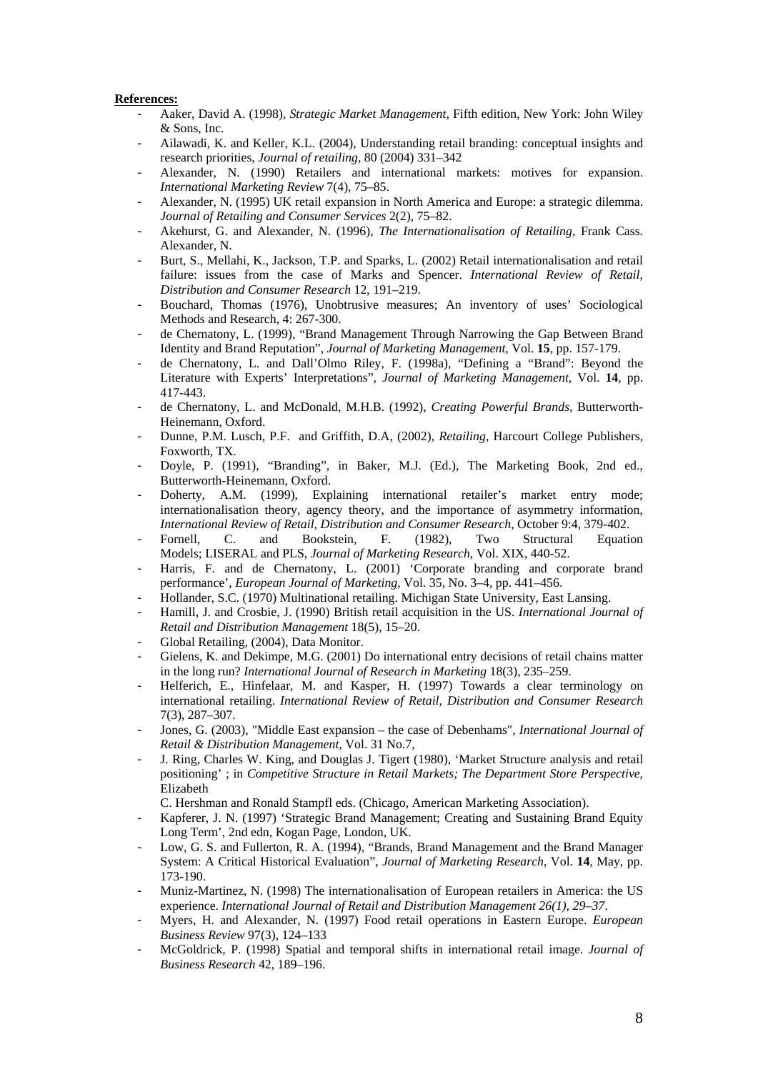**References:**

- Aaker, David A. (1998), *Strategic Market Management*, Fifth edition, New York: John Wiley & Sons, Inc.
- Ailawadi, K. and Keller, K.L. (2004), Understanding retail branding: conceptual insights and research priorities, *Journal of retailing*, 80 (2004) 331–342
- Alexander, N. (1990) Retailers and international markets: motives for expansion. *International Marketing Review* 7(4), 75–85.
- Alexander, N. (1995) UK retail expansion in North America and Europe: a strategic dilemma. *Journal of Retailing and Consumer Services* 2(2), 75–82.
- Akehurst, G. and Alexander, N. (1996), *The Internationalisation of Retailing*, Frank Cass. Alexander, N.
- Burt, S., Mellahi, K., Jackson, T.P. and Sparks, L. (2002) Retail internationalisation and retail failure: issues from the case of Marks and Spencer. *International Review of Retail, Distribution and Consumer Research* 12, 191–219.
- Bouchard, Thomas (1976), Unobtrusive measures; An inventory of uses' Sociological Methods and Research, 4: 267-300.
- de Chernatony, L. (1999), "Brand Management Through Narrowing the Gap Between Brand Identity and Brand Reputation", *Journal of Marketing Management*, Vol. **15**, pp. 157-179.
- de Chernatony, L. and Dall'Olmo Riley, F. (1998a), "Defining a "Brand": Beyond the Literature with Experts' Interpretations", *Journal of Marketing Management*, Vol. **14**, pp. 417-443.
- de Chernatony, L. and McDonald, M.H.B. (1992), *Creating Powerful Brands*, Butterworth-Heinemann, Oxford.
- Dunne, P.M. Lusch, P.F. and Griffith, D.A, (2002), *Retailing*, Harcourt College Publishers, Foxworth, TX.
- Doyle, P. (1991), "Branding", in Baker, M.J. (Ed.), The Marketing Book, 2nd ed., Butterworth-Heinemann, Oxford.
- Doherty, A.M. (1999), Explaining international retailer's market entry mode; internationalisation theory, agency theory, and the importance of asymmetry information, *International Review of Retail, Distribution and Consumer Research*, October 9:4, 379-402.
- Fornell, C. and Bookstein, F. (1982), Two Structural Equation Models; LISERAL and PLS, *Journal of Marketing Research*, Vol. XIX, 440-52.
- Harris, F. and de Chernatony, L. (2001) 'Corporate branding and corporate brand performance', *European Journal of Marketing*, Vol. 35, No. 3–4, pp. 441–456.
- Hollander, S.C. (1970) Multinational retailing. Michigan State University, East Lansing.
- Hamill, J. and Crosbie, J. (1990) British retail acquisition in the US. *International Journal of Retail and Distribution Management* 18(5), 15–20.
- Global Retailing, (2004), Data Monitor.
- Gielens, K. and Dekimpe, M.G. (2001) Do international entry decisions of retail chains matter in the long run? *International Journal of Research in Marketing* 18(3), 235–259.
- Helferich, E., Hinfelaar, M. and Kasper, H. (1997) Towards a clear terminology on international retailing. *International Review of Retail, Distribution and Consumer Research* 7(3), 287–307.
- Jones, G. (2003), "Middle East expansion – the case of Debenhams", *International Journal of Retail & Distribution Management*, Vol. 31 No.7,
- J. Ring, Charles W. King, and Douglas J. Tigert (1980), 'Market Structure analysis and retail positioning' ; in *Competitive Structure in Retail Markets; The Department Store Perspective*, Elizabeth C. Hershman and Ronald Stampfl eds. (Chicago, American Marketing Association).
- Kapferer, J. N. (1997) 'Strategic Brand Management; Creating and Sustaining Brand Equity Long Term', 2nd edn, Kogan Page, London, UK.
- Low, G. S. and Fullerton, R. A. (1994), "Brands, Brand Management and the Brand Manager System: A Critical Historical Evaluation", *Journal of Marketing Research*, Vol. **14**, May, pp. 173-190.
- Muniz-Martinez, N. (1998) The internationalisation of European retailers in America: the US experience. *International Journal of Retail and Distribution Management 26(1), 29–37.*
- Myers, H. and Alexander, N. (1997) Food retail operations in Eastern Europe. *European Business Review* 97(3), 124–133
- McGoldrick, P. (1998) Spatial and temporal shifts in international retail image. *Journal of Business Research* 42, 189–196.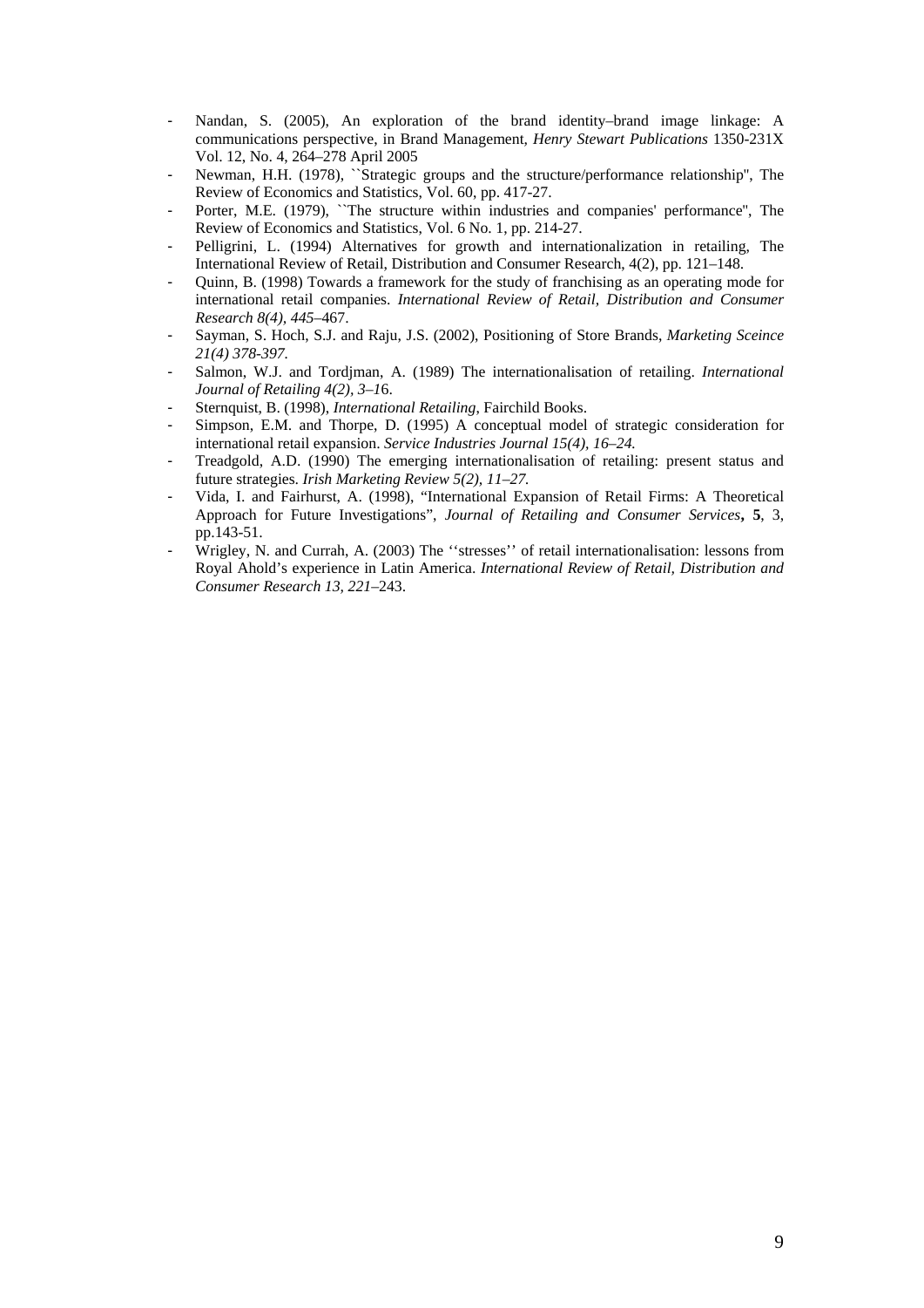- Nandan, S. (2005), An exploration of the brand identity–brand image linkage: A communications perspective, in Brand Management, *Henry Stewart Publications* 1350-231X Vol. 12, No. 4, 264–278 April 2005
- Newman, H.H. (1978), ``Strategic groups and the structure/performance relationship'', The Review of Economics and Statistics, Vol. 60, pp. 417-27.
- Porter, M.E. (1979), ``The structure within industries and companies' performance'', The Review of Economics and Statistics, Vol. 6 No. 1, pp. 214-27.
- Pelligrini, L. (1994) Alternatives for growth and internationalization in retailing, The International Review of Retail, Distribution and Consumer Research, 4(2), pp. 121–148.
- Quinn, B. (1998) Towards a framework for the study of franchising as an operating mode for international retail companies. *International Review of Retail, Distribution and Consumer Research 8(4), 445*–467.
- Sayman, S. Hoch, S.J. and Raju, J.S. (2002), Positioning of Store Brands, *Marketing Sceince 21(4) 378-397.*
- Salmon, W.J. and Tordjman, A. (1989) The internationalisation of retailing. *International Journal of Retailing 4(2), 3–1*6.
- Sternquist, B. (1998), *International Retailing*, Fairchild Books.
- Simpson, E.M. and Thorpe, D. (1995) A conceptual model of strategic consideration for international retail expansion. *Service Industries Journal 15(4), 16–24.*
- Treadgold, A.D. (1990) The emerging internationalisation of retailing: present status and future strategies. *Irish Marketing Review 5(2), 11–27.*
- Vida, I. and Fairhurst, A. (1998), "International Expansion of Retail Firms: A Theoretical Approach for Future Investigations", *Journal of Retailing and Consumer Services***, 5**, 3, pp.143-51.
- Wrigley, N. and Currah, A. (2003) The ''stresses'' of retail internationalisation: lessons from Royal Ahold's experience in Latin America. *International Review of Retail, Distribution and Consumer Research 13, 221*–243.